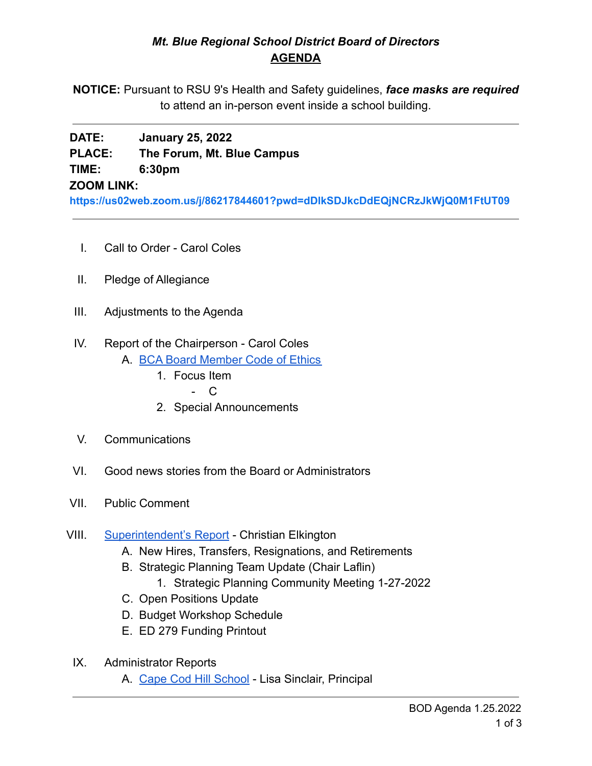# *Mt. Blue Regional School District Board of Directors*

## AGENDA

**NOTICE:** Pursuant to RSU 9's Health and Safety guidelines, ***face masks are required*** to attend an in-person event inside a school building.

---

**DATE:** **January 25, 2022**
**PLACE:** **The Forum, Mt. Blue Campus**
**TIME:** **6:30pm**
**ZOOM LINK:**
**https://us02web.zoom.us/j/86217844601?pwd=dDlkSDJkcDdEQjNCRzJkWjQ0M1FtUT09**

---

I. Call to Order - Carol Coles

II. Pledge of Allegiance

III. Adjustments to the Agenda

IV. Report of the Chairperson - Carol Coles
   A. BCA Board Member Code of Ethics
      1. Focus Item
         - C
      2. Special Announcements

V. Communications

VI. Good news stories from the Board or Administrators

VII. Public Comment

VIII. Superintendent's Report - Christian Elkington
   A. New Hires, Transfers, Resignations, and Retirements
   B. Strategic Planning Team Update (Chair Laflin)
      1. Strategic Planning Community Meeting 1-27-2022
   C. Open Positions Update
   D. Budget Workshop Schedule
   E. ED 279 Funding Printout

IX. Administrator Reports
   A. Cape Cod Hill School - Lisa Sinclair, Principal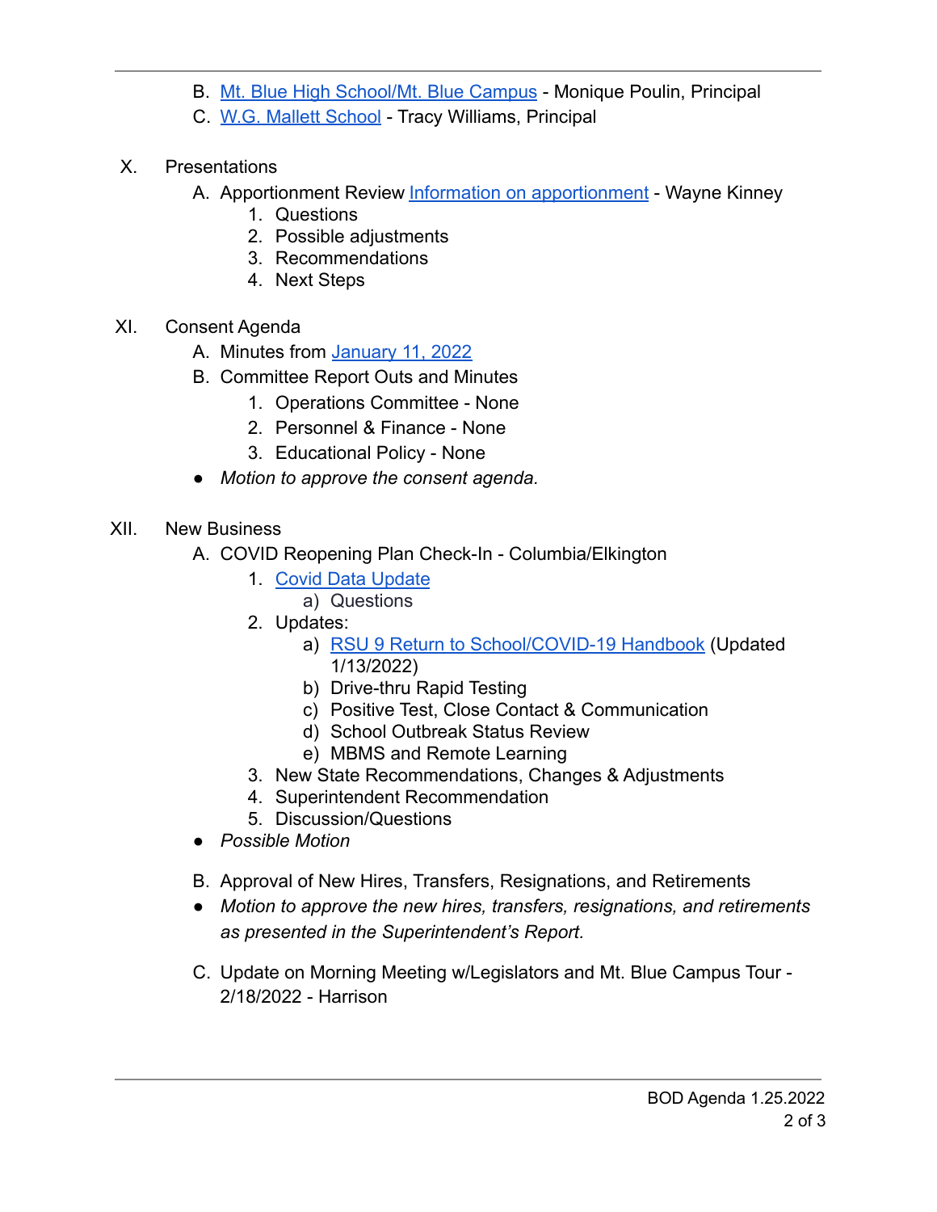B. Mt. Blue High School/Mt. Blue Campus - Monique Poulin, Principal
C. W.G. Mallett School - Tracy Williams, Principal

X. Presentations

A. Apportionment Review Information on apportionment - Wayne Kinney
   1. Questions
   2. Possible adjustments
   3. Recommendations
   4. Next Steps

XI. Consent Agenda

A. Minutes from January 11, 2022
B. Committee Report Outs and Minutes
   1. Operations Committee - None
   2. Personnel & Finance - None
   3. Educational Policy - None

- *Motion to approve the consent agenda.*

XII. New Business

A. COVID Reopening Plan Check-In - Columbia/Elkington
   1. Covid Data Update
      a) Questions
   2. Updates:
      a) RSU 9 Return to School/COVID-19 Handbook (Updated 1/13/2022)
      b) Drive-thru Rapid Testing
      c) Positive Test, Close Contact & Communication
      d) School Outbreak Status Review
      e) MBMS and Remote Learning
   3. New State Recommendations, Changes & Adjustments
   4. Superintendent Recommendation
   5. Discussion/Questions

- *Possible Motion*

B. Approval of New Hires, Transfers, Resignations, and Retirements

- *Motion to approve the new hires, transfers, resignations, and retirements as presented in the Superintendent's Report.*

C. Update on Morning Meeting w/Legislators and Mt. Blue Campus Tour - 2/18/2022 - Harrison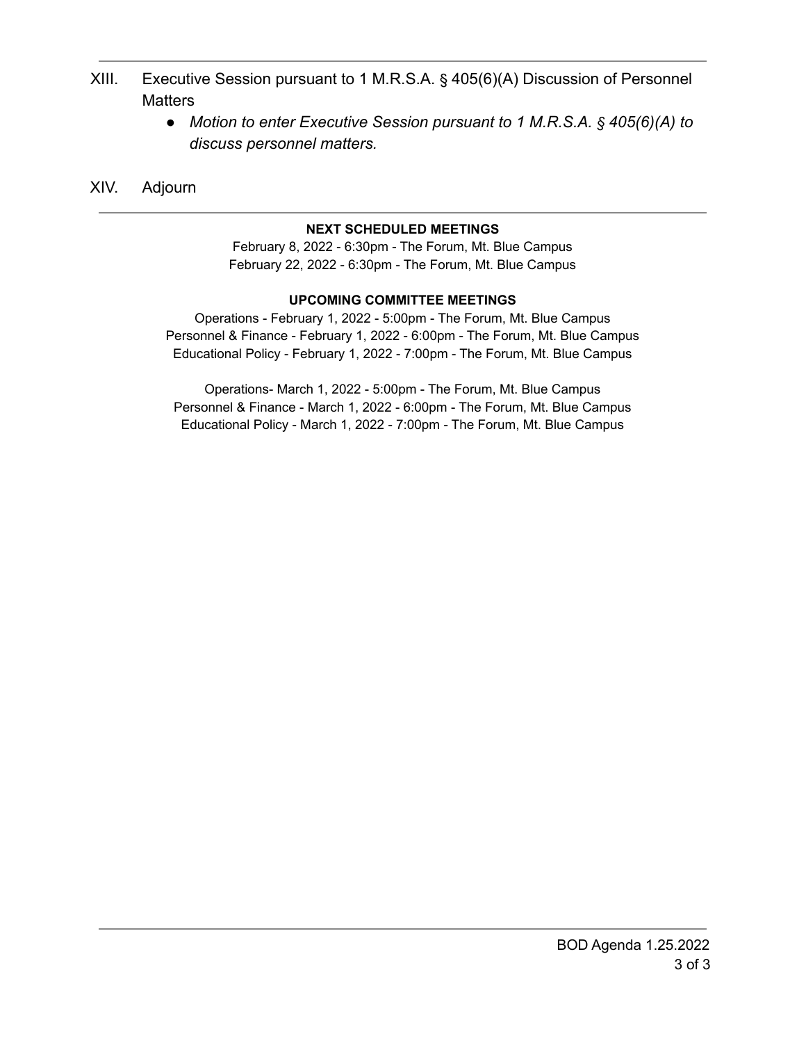XIII. Executive Session pursuant to 1 M.R.S.A. § 405(6)(A) Discussion of Personnel Matters

- *Motion to enter Executive Session pursuant to 1 M.R.S.A. § 405(6)(A) to discuss personnel matters.*

XIV. Adjourn

---

**NEXT SCHEDULED MEETINGS**

February 8, 2022 - 6:30pm - The Forum, Mt. Blue Campus
February 22, 2022 - 6:30pm - The Forum, Mt. Blue Campus

**UPCOMING COMMITTEE MEETINGS**

Operations - February 1, 2022 - 5:00pm - The Forum, Mt. Blue Campus
Personnel & Finance - February 1, 2022 - 6:00pm - The Forum, Mt. Blue Campus
Educational Policy - February 1, 2022 - 7:00pm - The Forum, Mt. Blue Campus

Operations- March 1, 2022 - 5:00pm - The Forum, Mt. Blue Campus
Personnel & Finance - March 1, 2022 - 6:00pm - The Forum, Mt. Blue Campus
Educational Policy - March 1, 2022 - 7:00pm - The Forum, Mt. Blue Campus